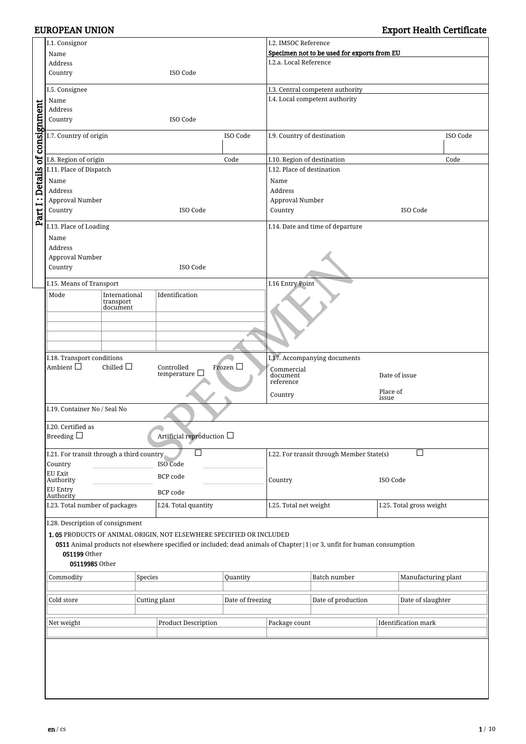# EUROPEAN UNION — Export Health Certificate

## Part I : Details of consignment

| I.1. Consignor | I.2. IMSOC Reference |
|---|---|
| Name<br>Address<br>Country ISO Code | Specimen not to be used for exports from EU<br>I.2.a. Local Reference |
| I.5. Consignee | I.3. Central competent authority |
| Name<br>Address<br>Country ISO Code | I.4. Local competent authority |
| I.7. Country of origin — ISO Code | I.9. Country of destination — ISO Code |
| I.8. Region of origin — Code | I.10. Region of destination — Code |
| I.11. Place of Dispatch<br>Name<br>Address<br>Approval Number<br>Country ISO Code | I.12. Place of destination<br>Name<br>Address<br>Approval Number<br>Country ISO Code |
| I.13. Place of Loading<br>Name<br>Address<br>Approval Number<br>Country ISO Code | I.14. Date and time of departure |
| I.15. Means of Transport | I.16 Entry Point |

| Mode | International transport document | Identification |
|---|---|---|
| | | |
| | | |
| | | |
| | | |

| I.18. Transport conditions | I.17. Accompanying documents |
|---|---|
| Ambient ☐ Chilled ☐ Controlled temperature ☐ Frozen ☐ | Commercial document reference — Date of issue<br>Country — Place of issue |

I.19. Container No / Seal No

I.20. Certified as
Breeding ☐ Artificial reproduction ☐

| I.21. For transit through a third country ☐ | I.22. For transit through Member State(s) ☐ |
|---|---|
| Country — ISO Code<br>EU Exit Authority — BCP code<br>EU Entry Authority — BCP code | Country — ISO Code |

| I.23. Total number of packages | I.24. Total quantity | I.25. Total net weight | I.25. Total gross weight |
|---|---|---|---|
| | | | |

I.28. Description of consignment

**1. 05** PRODUCTS OF ANIMAL ORIGIN, NOT ELSEWHERE SPECIFIED OR INCLUDED

**0511** Animal products not elsewhere specified or included; dead animals of Chapter|1|or 3, unfit for human consumption

**051199** Other

**05119985** Other

| Commodity | Species | Quantity | Batch number | Manufacturing plant |
|---|---|---|---|---|
| | | | | |

| Cold store | Cutting plant | Date of freezing | Date of production | Date of slaughter |
|---|---|---|---|---|
| | | | | |

| Net weight | Product Description | Package count | Identification mark |
|---|---|---|---|
| | | | |

en / cs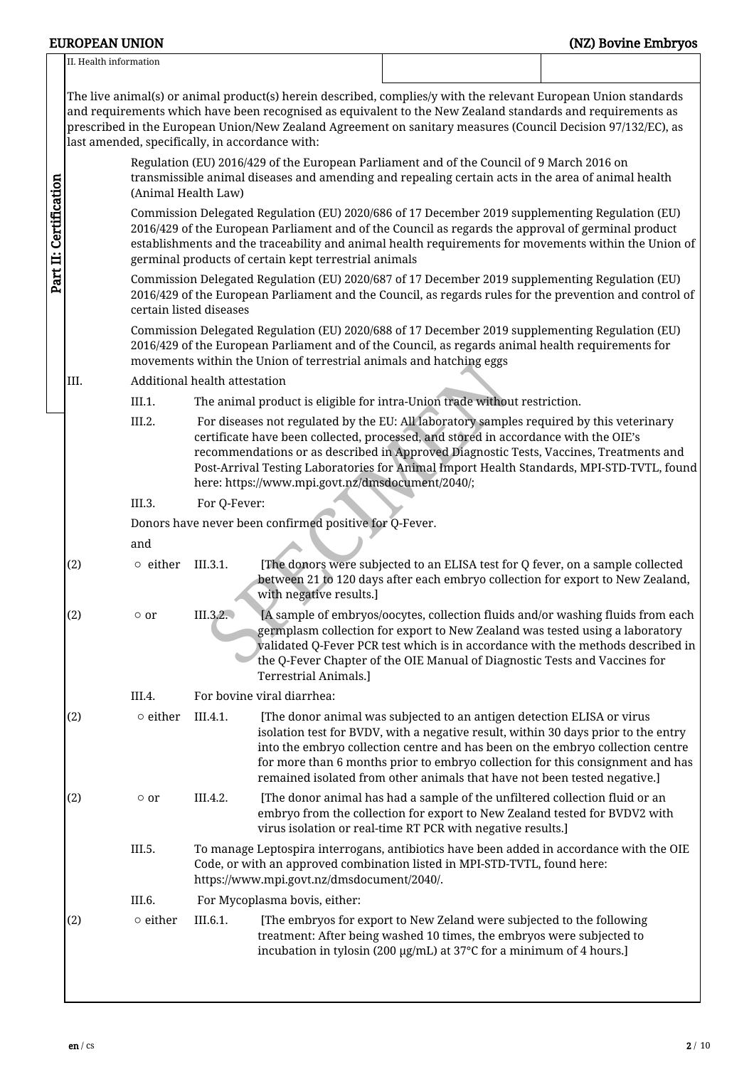II. Health information

The live animal(s) or animal product(s) herein described, complies/y with the relevant European Union standards and requirements which have been recognised as equivalent to the New Zealand standards and requirements as prescribed in the European Union/New Zealand Agreement on sanitary measures (Council Decision 97/132/EC), as last amended, specifically, in accordance with:

Regulation (EU) 2016/429 of the European Parliament and of the Council of 9 March 2016 on transmissible animal diseases and amending and repealing certain acts in the area of animal health (Animal Health Law)

Commission Delegated Regulation (EU) 2020/686 of 17 December 2019 supplementing Regulation (EU) 2016/429 of the European Parliament and of the Council as regards the approval of germinal product establishments and the traceability and animal health requirements for movements within the Union of germinal products of certain kept terrestrial animals

Commission Delegated Regulation (EU) 2020/687 of 17 December 2019 supplementing Regulation (EU) 2016/429 of the European Parliament and the Council, as regards rules for the prevention and control of certain listed diseases

Commission Delegated Regulation (EU) 2020/688 of 17 December 2019 supplementing Regulation (EU) 2016/429 of the European Parliament and of the Council, as regards animal health requirements for movements within the Union of terrestrial animals and hatching eggs

III. Additional health attestation

III.1. The animal product is eligible for intra-Union trade without restriction.

III.2. For diseases not regulated by the EU: All laboratory samples required by this veterinary certificate have been collected, processed, and stored in accordance with the OIE's recommendations or as described in Approved Diagnostic Tests, Vaccines, Treatments and Post-Arrival Testing Laboratories for Animal Import Health Standards, MPI-STD-TVTL, found here: https://www.mpi.govt.nz/dmsdocument/2040/;

III.3. For Q-Fever:

Donors have never been confirmed positive for Q-Fever.

and

(2) ○ either III.3.1. [The donors were subjected to an ELISA test for Q fever, on a sample collected between 21 to 120 days after each embryo collection for export to New Zealand, with negative results.]

(2) ○ or III.3.2. [A sample of embryos/oocytes, collection fluids and/or washing fluids from each germplasm collection for export to New Zealand was tested using a laboratory validated Q-Fever PCR test which is in accordance with the methods described in the Q-Fever Chapter of the OIE Manual of Diagnostic Tests and Vaccines for Terrestrial Animals.]

III.4. For bovine viral diarrhea:

(2) ○ either III.4.1. [The donor animal was subjected to an antigen detection ELISA or virus isolation test for BVDV, with a negative result, within 30 days prior to the entry into the embryo collection centre and has been on the embryo collection centre for more than 6 months prior to embryo collection for this consignment and has remained isolated from other animals that have not been tested negative.]

(2) ○ or III.4.2. [The donor animal has had a sample of the unfiltered collection fluid or an embryo from the collection for export to New Zealand tested for BVDV2 with virus isolation or real-time RT PCR with negative results.]

III.5. To manage Leptospira interrogans, antibiotics have been added in accordance with the OIE Code, or with an approved combination listed in MPI-STD-TVTL, found here: https://www.mpi.govt.nz/dmsdocument/2040/.

III.6. For Mycoplasma bovis, either:

(2) ○ either III.6.1. [The embryos for export to New Zeland were subjected to the following treatment: After being washed 10 times, the embryos were subjected to incubation in tylosin (200 µg/mL) at 37°C for a minimum of 4 hours.]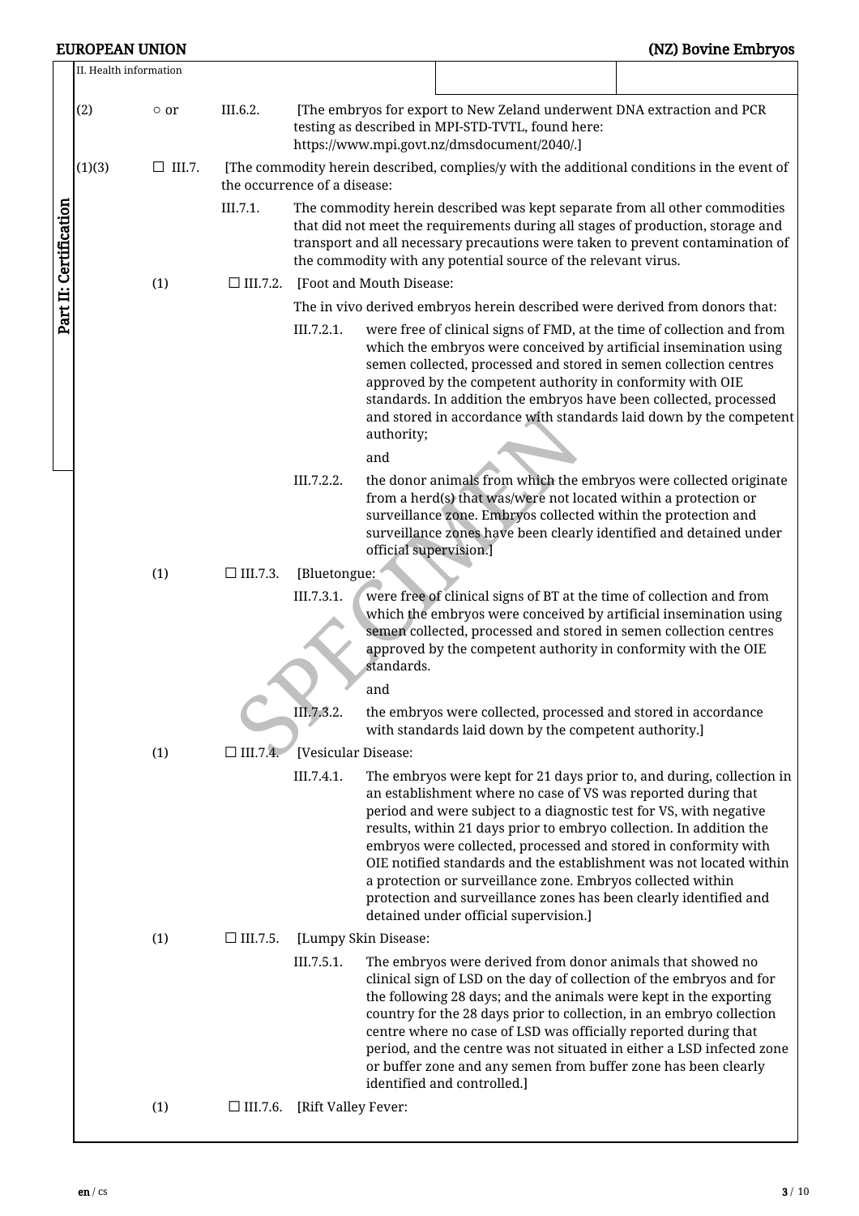II. Health information

Part II: Certification

(2) ○ or III.6.2. [The embryos for export to New Zeland underwent DNA extraction and PCR testing as described in MPI-STD-TVTL, found here: https://www.mpi.govt.nz/dmsdocument/2040/.]

(1)(3) ☐ III.7. [The commodity herein described, complies/y with the additional conditions in the event of the occurrence of a disease:

III.7.1. The commodity herein described was kept separate from all other commodities that did not meet the requirements during all stages of production, storage and transport and all necessary precautions were taken to prevent contamination of the commodity with any potential source of the relevant virus.

(1) ☐ III.7.2. [Foot and Mouth Disease:

The in vivo derived embryos herein described were derived from donors that:

III.7.2.1. were free of clinical signs of FMD, at the time of collection and from which the embryos were conceived by artificial insemination using semen collected, processed and stored in semen collection centres approved by the competent authority in conformity with OIE standards. In addition the embryos have been collected, processed and stored in accordance with standards laid down by the competent authority;

and

III.7.2.2. the donor animals from which the embryos were collected originate from a herd(s) that was/were not located within a protection or surveillance zone. Embryos collected within the protection and surveillance zones have been clearly identified and detained under official supervision.]

(1) ☐ III.7.3. [Bluetongue:

III.7.3.1. were free of clinical signs of BT at the time of collection and from which the embryos were conceived by artificial insemination using semen collected, processed and stored in semen collection centres approved by the competent authority in conformity with the OIE standards.

and

III.7.3.2. the embryos were collected, processed and stored in accordance with standards laid down by the competent authority.]

(1) ☐ III.7.4. [Vesicular Disease:

III.7.4.1. The embryos were kept for 21 days prior to, and during, collection in an establishment where no case of VS was reported during that period and were subject to a diagnostic test for VS, with negative results, within 21 days prior to embryo collection. In addition the embryos were collected, processed and stored in conformity with OIE notified standards and the establishment was not located within a protection or surveillance zone. Embryos collected within protection and surveillance zones has been clearly identified and detained under official supervision.]

(1) ☐ III.7.5. [Lumpy Skin Disease:

III.7.5.1. The embryos were derived from donor animals that showed no clinical sign of LSD on the day of collection of the embryos and for the following 28 days; and the animals were kept in the exporting country for the 28 days prior to collection, in an embryo collection centre where no case of LSD was officially reported during that period, and the centre was not situated in either a LSD infected zone or buffer zone and any semen from buffer zone has been clearly identified and controlled.]

(1) ☐ III.7.6. [Rift Valley Fever: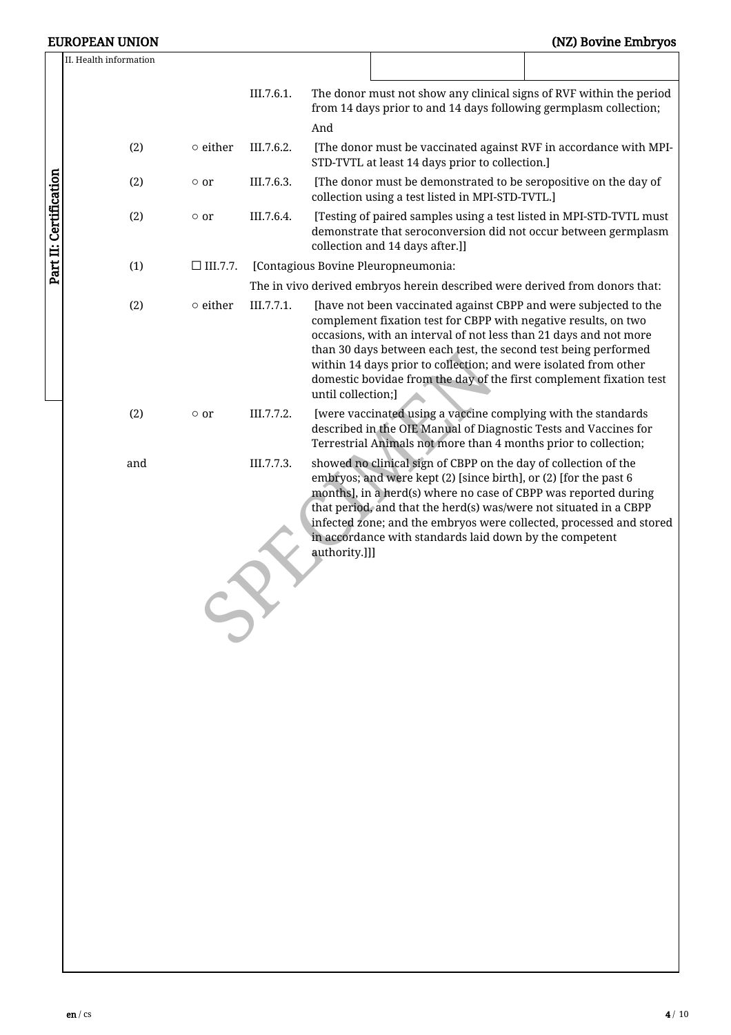II. Health information

| | | | |
|---|---|---|---|
| | | III.7.6.1. | The donor must not show any clinical signs of RVF within the period from 14 days prior to and 14 days following germplasm collection; |
| | | | And |
| (2) | ○ either | III.7.6.2. | [The donor must be vaccinated against RVF in accordance with MPI-STD-TVTL at least 14 days prior to collection.] |
| (2) | ○ or | III.7.6.3. | [The donor must be demonstrated to be seropositive on the day of collection using a test listed in MPI-STD-TVTL.] |
| (2) | ○ or | III.7.6.4. | [Testing of paired samples using a test listed in MPI-STD-TVTL must demonstrate that seroconversion did not occur between germplasm collection and 14 days after.]] |
| (1) | ☐ III.7.7. | | [Contagious Bovine Pleuropneumonia: |
| | | | The in vivo derived embryos herein described were derived from donors that: |
| (2) | ○ either | III.7.7.1. | [have not been vaccinated against CBPP and were subjected to the complement fixation test for CBPP with negative results, on two occasions, with an interval of not less than 21 days and not more than 30 days between each test, the second test being performed within 14 days prior to collection; and were isolated from other domestic bovidae from the day of the first complement fixation test until collection;] |
| (2) | ○ or | III.7.7.2. | [were vaccinated using a vaccine complying with the standards described in the OIE Manual of Diagnostic Tests and Vaccines for Terrestrial Animals not more than 4 months prior to collection; |
| and | | III.7.7.3. | showed no clinical sign of CBPP on the day of collection of the embryos; and were kept (2) [since birth], or (2) [for the past 6 months], in a herd(s) where no case of CBPP was reported during that period, and that the herd(s) was/were not situated in a CBPP infected zone; and the embryos were collected, processed and stored in accordance with standards laid down by the competent authority.]]] |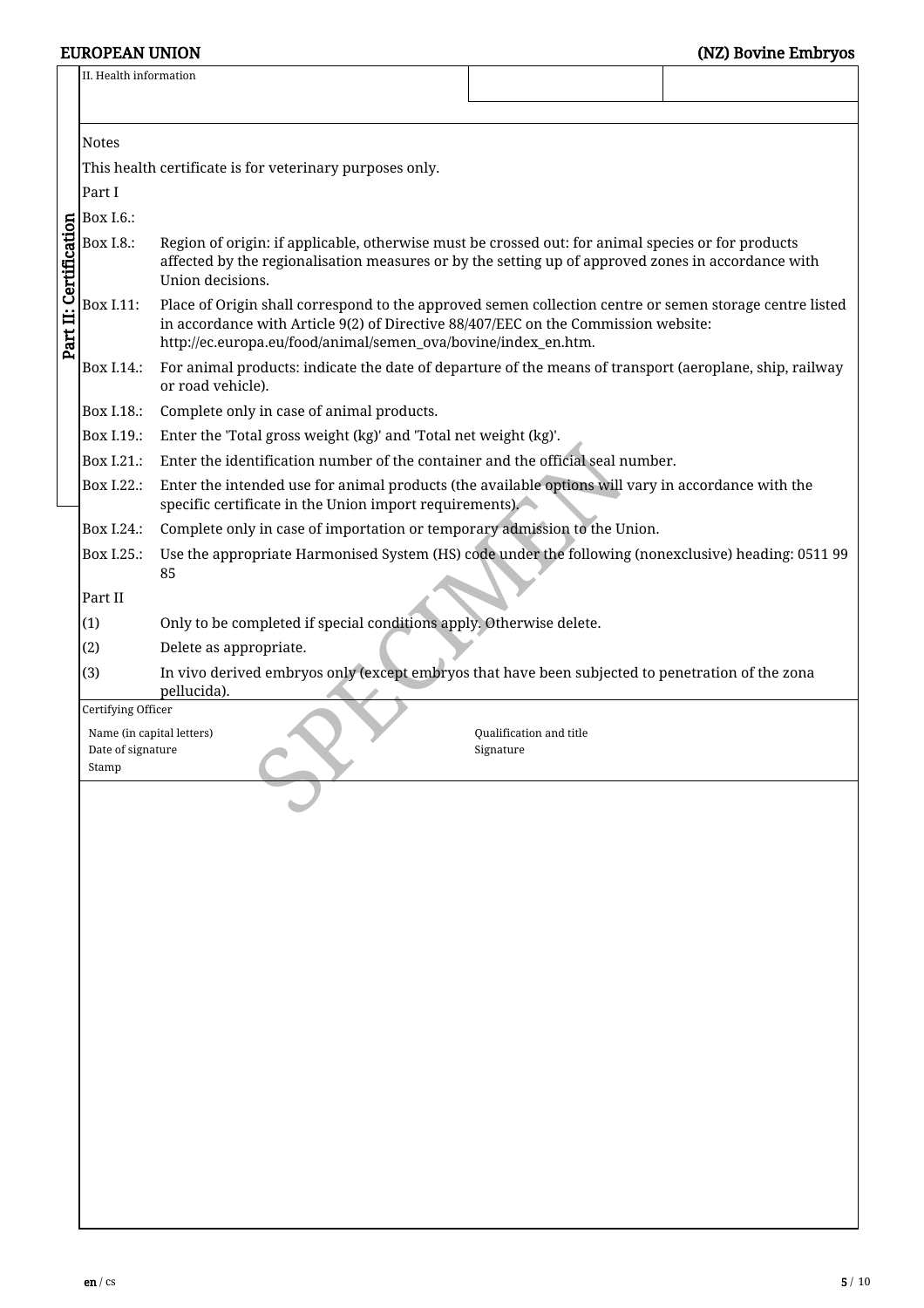II. Health information

Part II: Certification

Notes

This health certificate is for veterinary purposes only.

Part I

| | |
|---|---|
| Box I.6.: | |
| Box I.8.: | Region of origin: if applicable, otherwise must be crossed out: for animal species or for products affected by the regionalisation measures or by the setting up of approved zones in accordance with Union decisions. |
| Box I.11: | Place of Origin shall correspond to the approved semen collection centre or semen storage centre listed in accordance with Article 9(2) of Directive 88/407/EEC on the Commission website: http://ec.europa.eu/food/animal/semen_ova/bovine/index_en.htm. |
| Box I.14.: | For animal products: indicate the date of departure of the means of transport (aeroplane, ship, railway or road vehicle). |
| Box I.18.: | Complete only in case of animal products. |
| Box I.19.: | Enter the 'Total gross weight (kg)' and 'Total net weight (kg)'. |
| Box I.21.: | Enter the identification number of the container and the official seal number. |
| Box I.22.: | Enter the intended use for animal products (the available options will vary in accordance with the specific certificate in the Union import requirements). |
| Box I.24.: | Complete only in case of importation or temporary admission to the Union. |
| Box I.25.: | Use the appropriate Harmonised System (HS) code under the following (nonexclusive) heading: 0511 99 85 |

Part II

| | |
|---|---|
| (1) | Only to be completed if special conditions apply. Otherwise delete. |
| (2) | Delete as appropriate. |
| (3) | In vivo derived embryos only (except embryos that have been subjected to penetration of the zona pellucida). |

Certifying Officer

| | |
|---|---|
| Name (in capital letters) | Qualification and title |
| Date of signature | Signature |
| Stamp | |

SPECIMEN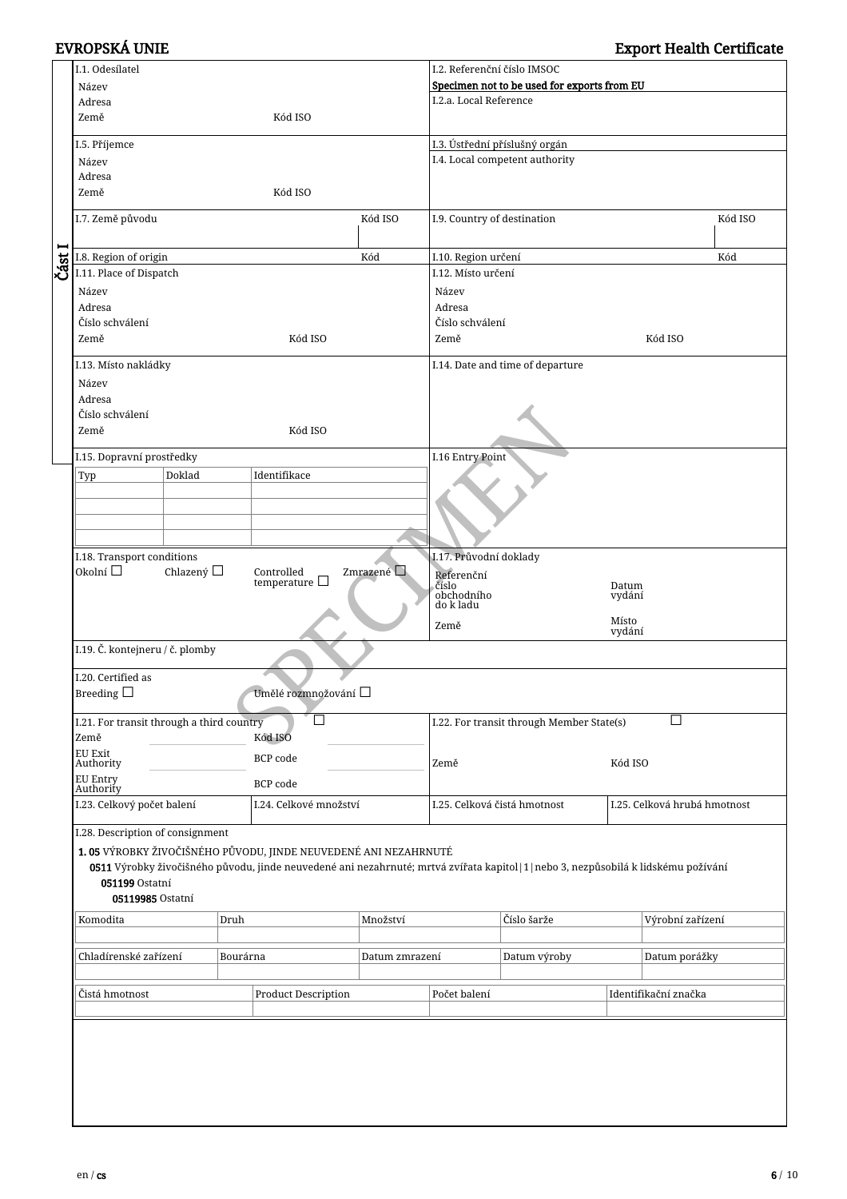EVROPSKÁ UNIE | Export Health Certificate

Část I

| I.1. Odesílatel | I.2. Referenční číslo IMSOC |
|---|---|
| Název<br>Adresa<br>Země Kód ISO | Specimen not to be used for exports from EU<br>I.2.a. Local Reference |
| I.5. Příjemce<br>Název<br>Adresa<br>Země Kód ISO | I.3. Ústřední příslušný orgán<br>I.4. Local competent authority |
| I.7. Země původu Kód ISO | I.9. Country of destination Kód ISO |
| I.8. Region of origin Kód | I.10. Region určení Kód |
| I.11. Place of Dispatch<br>Název<br>Adresa<br>Číslo schválení<br>Země Kód ISO | I.12. Místo určení<br>Název<br>Adresa<br>Číslo schválení<br>Země Kód ISO |
| I.13. Místo nakládky<br>Název<br>Adresa<br>Číslo schválení<br>Země Kód ISO | I.14. Date and time of departure |
| I.15. Dopravní prostředky | I.16 Entry Point |

| Typ | Doklad | Identifikace |
|---|---|---|
| | | |
| | | |
| | | |
| | | |

| I.18. Transport conditions | I.17. Průvodní doklady |
|---|---|
| Okolní ☐ Chlazený ☐ Controlled temperature ☐ Zmrazené ☐ | Referenční číslo obchodního do k ladu — Datum vydání<br>Země — Místo vydání |

I.19. Č. kontejneru / č. plomby

I.20. Certified as
Breeding ☐ Umělé rozmnožování ☐

| I.21. For transit through a third country ☐ | I.22. For transit through Member State(s) ☐ |
|---|---|
| Země — Kód ISO<br>EU Exit Authority — BCP code<br>EU Entry Authority — BCP code | Země — Kód ISO |

| I.23. Celkový počet balení | I.24. Celkové množství | I.25. Celková čistá hmotnost | I.25. Celková hrubá hmotnost |
|---|---|---|---|

I.28. Description of consignment

**1. 05** VÝROBKY ŽIVOČIŠNÉHO PŮVODU, JINDE NEUVEDENÉ ANI NEZAHRNUTÉ

**0511** Výrobky živočišného původu, jinde neuvedené ani nezahrnuté; mrtvá zvířata kapitol|1|nebo 3, nezpůsobilá k lidskému požívání

**051199** Ostatní

**05119985** Ostatní

| Komodita | Druh | Množství | Číslo šarže | Výrobní zařízení |
|---|---|---|---|---|
| | | | | |

| Chladírenské zařízení | Bourárna | Datum zmrazení | Datum výroby | Datum porážky |
|---|---|---|---|---|
| | | | | |

| Čistá hmotnost | Product Description | Počet balení | Identifikační značka |
|---|---|---|---|
| | | | |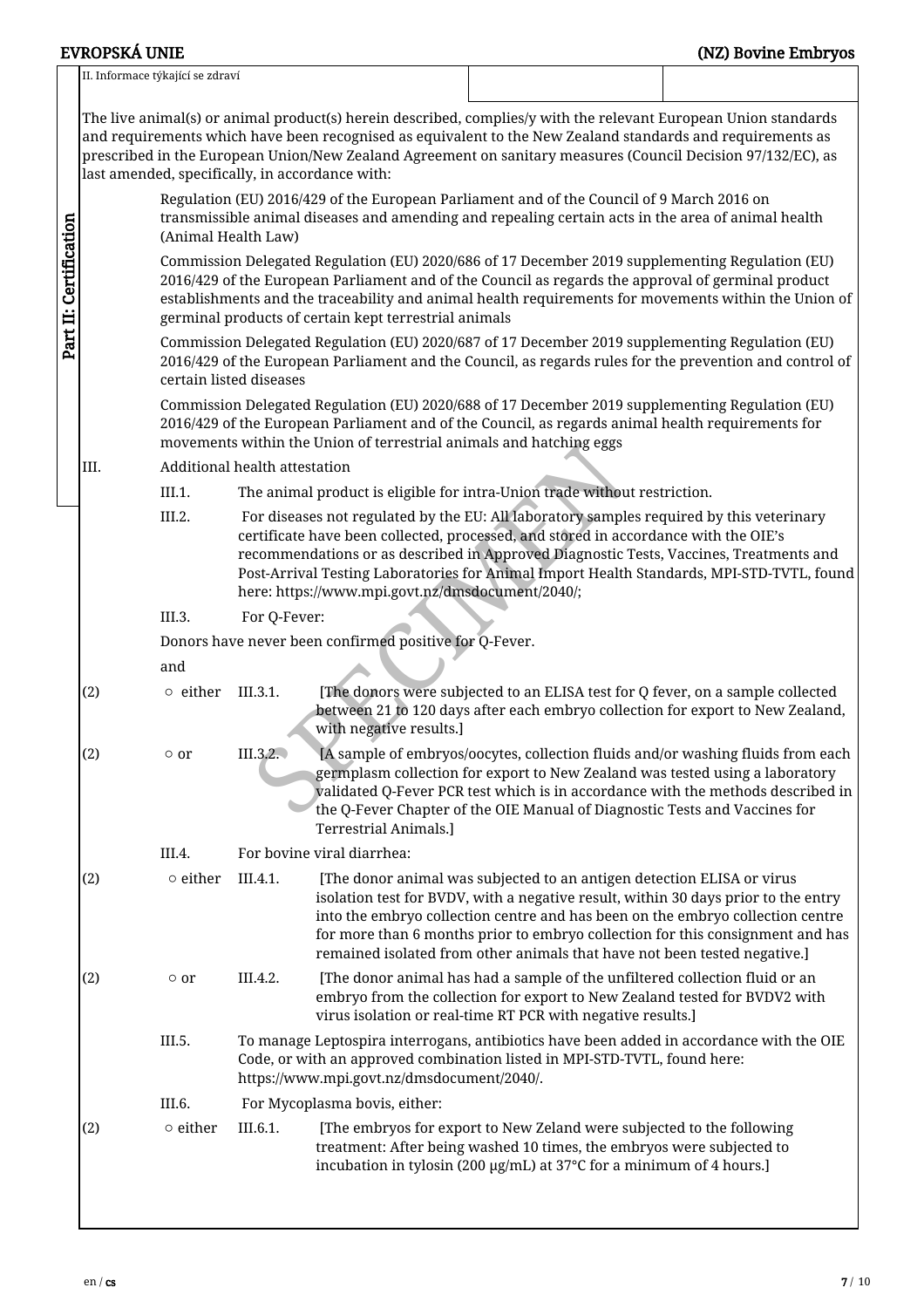II. Informace týkající se zdraví

Part II: Certification

The live animal(s) or animal product(s) herein described, complies/y with the relevant European Union standards and requirements which have been recognised as equivalent to the New Zealand standards and requirements as prescribed in the European Union/New Zealand Agreement on sanitary measures (Council Decision 97/132/EC), as last amended, specifically, in accordance with:

Regulation (EU) 2016/429 of the European Parliament and of the Council of 9 March 2016 on transmissible animal diseases and amending and repealing certain acts in the area of animal health (Animal Health Law)

Commission Delegated Regulation (EU) 2020/686 of 17 December 2019 supplementing Regulation (EU) 2016/429 of the European Parliament and of the Council as regards the approval of germinal product establishments and the traceability and animal health requirements for movements within the Union of germinal products of certain kept terrestrial animals

Commission Delegated Regulation (EU) 2020/687 of 17 December 2019 supplementing Regulation (EU) 2016/429 of the European Parliament and the Council, as regards rules for the prevention and control of certain listed diseases

Commission Delegated Regulation (EU) 2020/688 of 17 December 2019 supplementing Regulation (EU) 2016/429 of the European Parliament and of the Council, as regards animal health requirements for movements within the Union of terrestrial animals and hatching eggs

III. Additional health attestation

III.1. The animal product is eligible for intra-Union trade without restriction.

III.2. For diseases not regulated by the EU: All laboratory samples required by this veterinary certificate have been collected, processed, and stored in accordance with the OIE's recommendations or as described in Approved Diagnostic Tests, Vaccines, Treatments and Post-Arrival Testing Laboratories for Animal Import Health Standards, MPI-STD-TVTL, found here: https://www.mpi.govt.nz/dmsdocument/2040/;

III.3. For Q-Fever:

Donors have never been confirmed positive for Q-Fever.

and

(2) ○ either III.3.1. [The donors were subjected to an ELISA test for Q fever, on a sample collected between 21 to 120 days after each embryo collection for export to New Zealand, with negative results.]

(2) ○ or III.3.2. [A sample of embryos/oocytes, collection fluids and/or washing fluids from each germplasm collection for export to New Zealand was tested using a laboratory validated Q-Fever PCR test which is in accordance with the methods described in the Q-Fever Chapter of the OIE Manual of Diagnostic Tests and Vaccines for Terrestrial Animals.]

III.4. For bovine viral diarrhea:

(2) ○ either III.4.1. [The donor animal was subjected to an antigen detection ELISA or virus isolation test for BVDV, with a negative result, within 30 days prior to the entry into the embryo collection centre and has been on the embryo collection centre for more than 6 months prior to embryo collection for this consignment and has remained isolated from other animals that have not been tested negative.]

(2) ○ or III.4.2. [The donor animal has had a sample of the unfiltered collection fluid or an embryo from the collection for export to New Zealand tested for BVDV2 with virus isolation or real-time RT PCR with negative results.]

III.5. To manage Leptospira interrogans, antibiotics have been added in accordance with the OIE Code, or with an approved combination listed in MPI-STD-TVTL, found here: https://www.mpi.govt.nz/dmsdocument/2040/.

III.6. For Mycoplasma bovis, either:

(2) ○ either III.6.1. [The embryos for export to New Zeland were subjected to the following treatment: After being washed 10 times, the embryos were subjected to incubation in tylosin (200 µg/mL) at 37°C for a minimum of 4 hours.]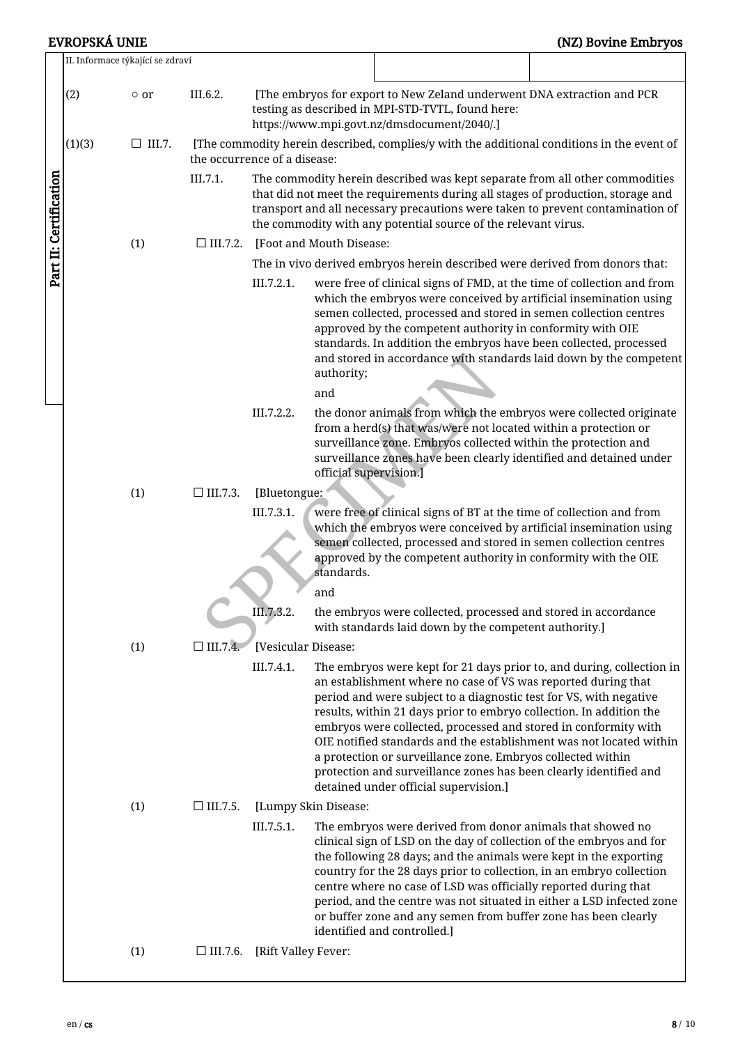II. Informace týkající se zdraví

Part II: Certification

(2) ○ or III.6.2. [The embryos for export to New Zeland underwent DNA extraction and PCR testing as described in MPI-STD-TVTL, found here: https://www.mpi.govt.nz/dmsdocument/2040/.]

(1)(3) ☐ III.7. [The commodity herein described, complies/y with the additional conditions in the event of the occurrence of a disease:

III.7.1. The commodity herein described was kept separate from all other commodities that did not meet the requirements during all stages of production, storage and transport and all necessary precautions were taken to prevent contamination of the commodity with any potential source of the relevant virus.

(1) ☐ III.7.2. [Foot and Mouth Disease:

The in vivo derived embryos herein described were derived from donors that:

III.7.2.1. were free of clinical signs of FMD, at the time of collection and from which the embryos were conceived by artificial insemination using semen collected, processed and stored in semen collection centres approved by the competent authority in conformity with OIE standards. In addition the embryos have been collected, processed and stored in accordance with standards laid down by the competent authority;

and

III.7.2.2. the donor animals from which the embryos were collected originate from a herd(s) that was/were not located within a protection or surveillance zone. Embryos collected within the protection and surveillance zones have been clearly identified and detained under official supervision.]

(1) ☐ III.7.3. [Bluetongue:

III.7.3.1. were free of clinical signs of BT at the time of collection and from which the embryos were conceived by artificial insemination using semen collected, processed and stored in semen collection centres approved by the competent authority in conformity with the OIE standards.

and

III.7.3.2. the embryos were collected, processed and stored in accordance with standards laid down by the competent authority.]

(1) ☐ III.7.4. [Vesicular Disease:

III.7.4.1. The embryos were kept for 21 days prior to, and during, collection in an establishment where no case of VS was reported during that period and were subject to a diagnostic test for VS, with negative results, within 21 days prior to embryo collection. In addition the embryos were collected, processed and stored in conformity with OIE notified standards and the establishment was not located within a protection or surveillance zone. Embryos collected within protection and surveillance zones has been clearly identified and detained under official supervision.]

(1) ☐ III.7.5. [Lumpy Skin Disease:

III.7.5.1. The embryos were derived from donor animals that showed no clinical sign of LSD on the day of collection of the embryos and for the following 28 days; and the animals were kept in the exporting country for the 28 days prior to collection, in an embryo collection centre where no case of LSD was officially reported during that period, and the centre was not situated in either a LSD infected zone or buffer zone and any semen from buffer zone has been clearly identified and controlled.]

(1) ☐ III.7.6. [Rift Valley Fever: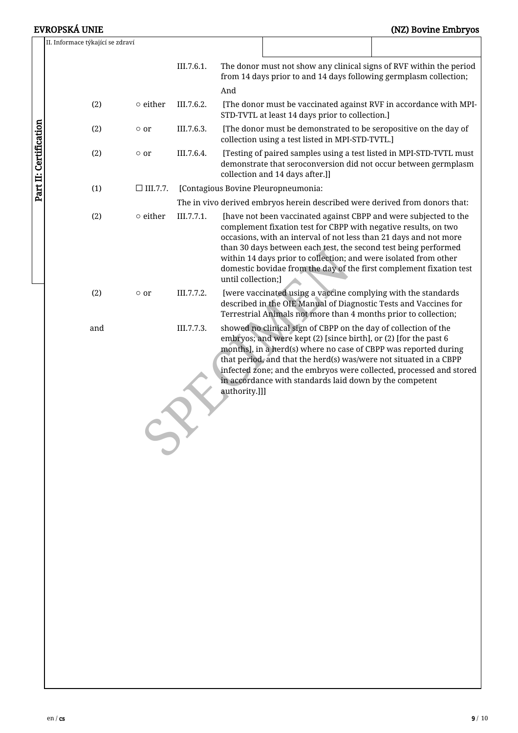II. Informace týkající se zdraví

Part II: Certification

| | | | |
|---|---|---|---|
| | | III.7.6.1. | The donor must not show any clinical signs of RVF within the period from 14 days prior to and 14 days following germplasm collection; |
| | | | And |
| (2) | ○ either | III.7.6.2. | [The donor must be vaccinated against RVF in accordance with MPI-STD-TVTL at least 14 days prior to collection.] |
| (2) | ○ or | III.7.6.3. | [The donor must be demonstrated to be seropositive on the day of collection using a test listed in MPI-STD-TVTL.] |
| (2) | ○ or | III.7.6.4. | [Testing of paired samples using a test listed in MPI-STD-TVTL must demonstrate that seroconversion did not occur between germplasm collection and 14 days after.]] |
| (1) | ☐ III.7.7. | [Contagious Bovine Pleuropneumonia: | |
| | | The in vivo derived embryos herein described were derived from donors that: | |
| (2) | ○ either | III.7.7.1. | [have not been vaccinated against CBPP and were subjected to the complement fixation test for CBPP with negative results, on two occasions, with an interval of not less than 21 days and not more than 30 days between each test, the second test being performed within 14 days prior to collection; and were isolated from other domestic bovidae from the day of the first complement fixation test until collection;] |
| (2) | ○ or | III.7.7.2. | [were vaccinated using a vaccine complying with the standards described in the OIE Manual of Diagnostic Tests and Vaccines for Terrestrial Animals not more than 4 months prior to collection; |
| and | | III.7.7.3. | showed no clinical sign of CBPP on the day of collection of the embryos; and were kept (2) [since birth], or (2) [for the past 6 months], in a herd(s) where no case of CBPP was reported during that period, and that the herd(s) was/were not situated in a CBPP infected zone; and the embryos were collected, processed and stored in accordance with standards laid down by the competent authority.]]] |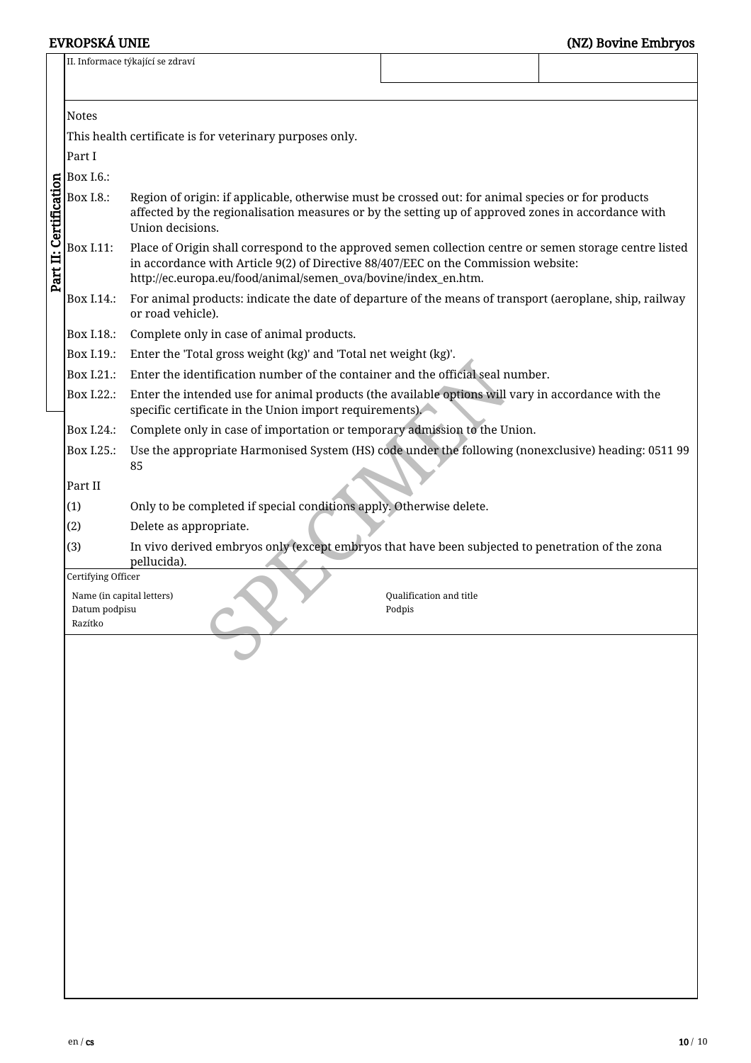II. Informace týkající se zdraví

Part II: Certification

Notes

This health certificate is for veterinary purposes only.

Part I

| | |
|---|---|
| Box I.6.: | |
| Box I.8.: | Region of origin: if applicable, otherwise must be crossed out: for animal species or for products affected by the regionalisation measures or by the setting up of approved zones in accordance with Union decisions. |
| Box I.11: | Place of Origin shall correspond to the approved semen collection centre or semen storage centre listed in accordance with Article 9(2) of Directive 88/407/EEC on the Commission website: http://ec.europa.eu/food/animal/semen_ova/bovine/index_en.htm. |
| Box I.14.: | For animal products: indicate the date of departure of the means of transport (aeroplane, ship, railway or road vehicle). |
| Box I.18.: | Complete only in case of animal products. |
| Box I.19.: | Enter the 'Total gross weight (kg)' and 'Total net weight (kg)'. |
| Box I.21.: | Enter the identification number of the container and the official seal number. |
| Box I.22.: | Enter the intended use for animal products (the available options will vary in accordance with the specific certificate in the Union import requirements). |
| Box I.24.: | Complete only in case of importation or temporary admission to the Union. |
| Box I.25.: | Use the appropriate Harmonised System (HS) code under the following (nonexclusive) heading: 0511 99 85 |

Part II

| | |
|---|---|
| (1) | Only to be completed if special conditions apply. Otherwise delete. |
| (2) | Delete as appropriate. |
| (3) | In vivo derived embryos only (except embryos that have been subjected to penetration of the zona pellucida). |

Certifying Officer

| | |
|---|---|
| Name (in capital letters) | Qualification and title |
| Datum podpisu | Podpis |
| Razítko | |